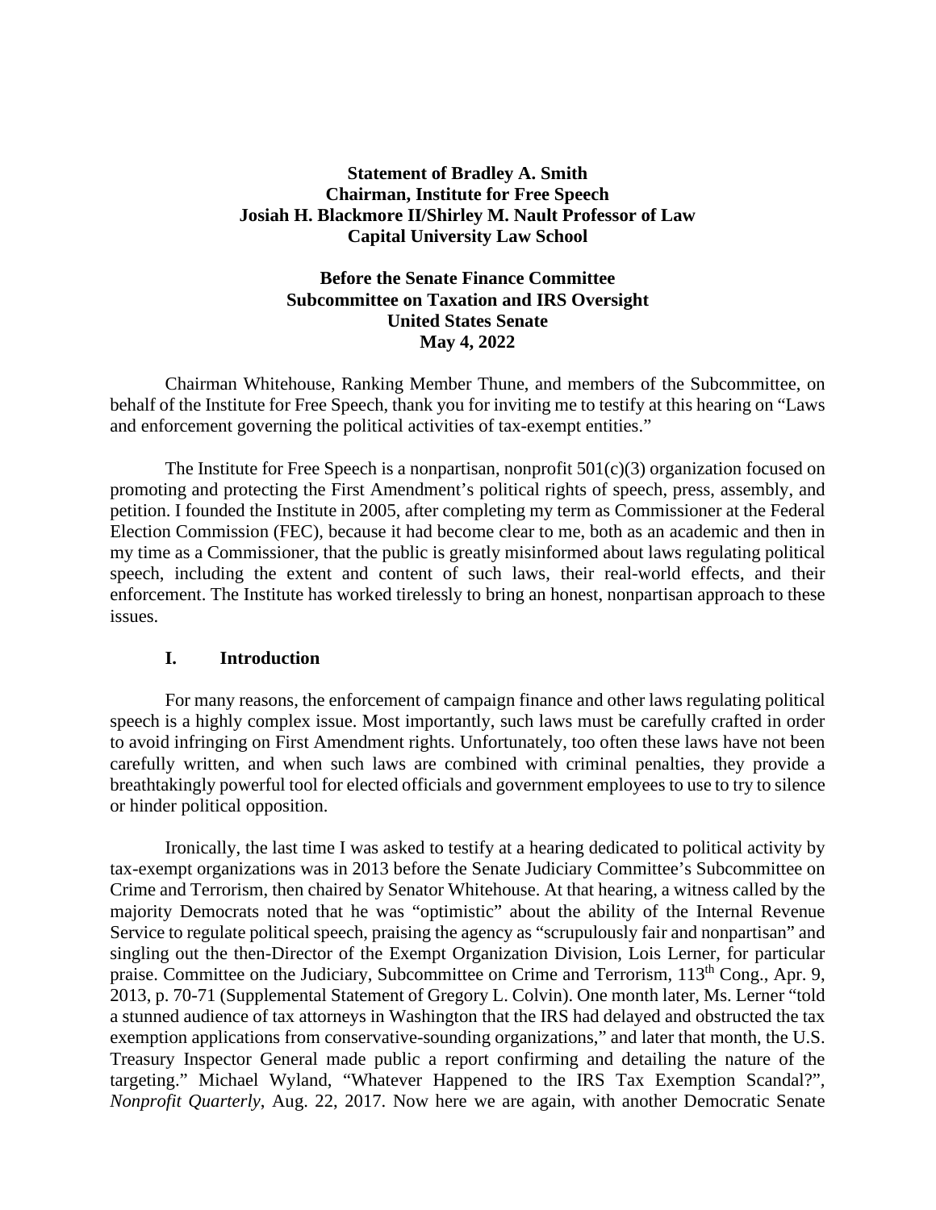**Statement of Bradley A. Smith**
**Chairman, Institute for Free Speech**
**Josiah H. Blackmore II/Shirley M. Nault Professor of Law**
**Capital University Law School**

**Before the Senate Finance Committee**
**Subcommittee on Taxation and IRS Oversight**
**United States Senate**
**May 4, 2022**

Chairman Whitehouse, Ranking Member Thune, and members of the Subcommittee, on behalf of the Institute for Free Speech, thank you for inviting me to testify at this hearing on "Laws and enforcement governing the political activities of tax-exempt entities."

The Institute for Free Speech is a nonpartisan, nonprofit 501(c)(3) organization focused on promoting and protecting the First Amendment's political rights of speech, press, assembly, and petition. I founded the Institute in 2005, after completing my term as Commissioner at the Federal Election Commission (FEC), because it had become clear to me, both as an academic and then in my time as a Commissioner, that the public is greatly misinformed about laws regulating political speech, including the extent and content of such laws, their real-world effects, and their enforcement. The Institute has worked tirelessly to bring an honest, nonpartisan approach to these issues.

## I. Introduction

For many reasons, the enforcement of campaign finance and other laws regulating political speech is a highly complex issue. Most importantly, such laws must be carefully crafted in order to avoid infringing on First Amendment rights. Unfortunately, too often these laws have not been carefully written, and when such laws are combined with criminal penalties, they provide a breathtakingly powerful tool for elected officials and government employees to use to try to silence or hinder political opposition.

Ironically, the last time I was asked to testify at a hearing dedicated to political activity by tax-exempt organizations was in 2013 before the Senate Judiciary Committee's Subcommittee on Crime and Terrorism, then chaired by Senator Whitehouse. At that hearing, a witness called by the majority Democrats noted that he was "optimistic" about the ability of the Internal Revenue Service to regulate political speech, praising the agency as "scrupulously fair and nonpartisan" and singling out the then-Director of the Exempt Organization Division, Lois Lerner, for particular praise. Committee on the Judiciary, Subcommittee on Crime and Terrorism, 113th Cong., Apr. 9, 2013, p. 70-71 (Supplemental Statement of Gregory L. Colvin). One month later, Ms. Lerner "told a stunned audience of tax attorneys in Washington that the IRS had delayed and obstructed the tax exemption applications from conservative-sounding organizations," and later that month, the U.S. Treasury Inspector General made public a report confirming and detailing the nature of the targeting." Michael Wyland, "Whatever Happened to the IRS Tax Exemption Scandal?", *Nonprofit Quarterly*, Aug. 22, 2017. Now here we are again, with another Democratic Senate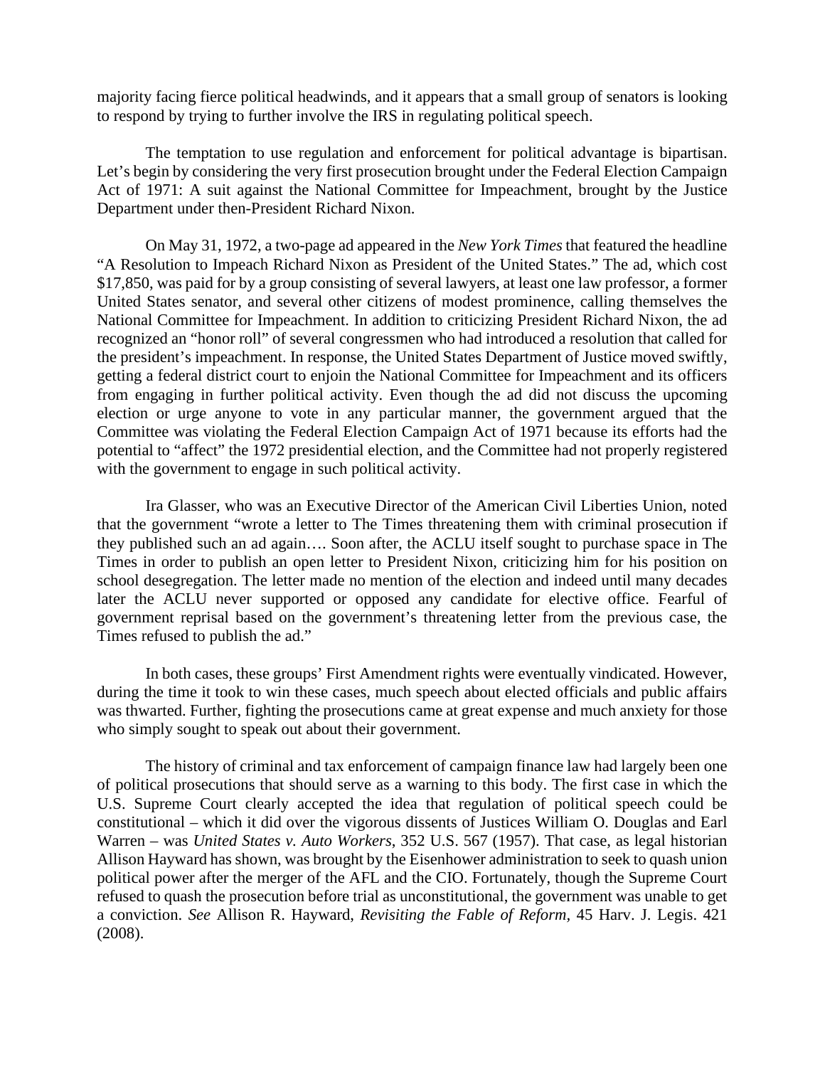majority facing fierce political headwinds, and it appears that a small group of senators is looking to respond by trying to further involve the IRS in regulating political speech.

The temptation to use regulation and enforcement for political advantage is bipartisan. Let's begin by considering the very first prosecution brought under the Federal Election Campaign Act of 1971: A suit against the National Committee for Impeachment, brought by the Justice Department under then-President Richard Nixon.

On May 31, 1972, a two-page ad appeared in the *New York Times* that featured the headline "A Resolution to Impeach Richard Nixon as President of the United States." The ad, which cost $17,850, was paid for by a group consisting of several lawyers, at least one law professor, a former United States senator, and several other citizens of modest prominence, calling themselves the National Committee for Impeachment. In addition to criticizing President Richard Nixon, the ad recognized an "honor roll" of several congressmen who had introduced a resolution that called for the president's impeachment. In response, the United States Department of Justice moved swiftly, getting a federal district court to enjoin the National Committee for Impeachment and its officers from engaging in further political activity. Even though the ad did not discuss the upcoming election or urge anyone to vote in any particular manner, the government argued that the Committee was violating the Federal Election Campaign Act of 1971 because its efforts had the potential to "affect" the 1972 presidential election, and the Committee had not properly registered with the government to engage in such political activity.

Ira Glasser, who was an Executive Director of the American Civil Liberties Union, noted that the government "wrote a letter to The Times threatening them with criminal prosecution if they published such an ad again…. Soon after, the ACLU itself sought to purchase space in The Times in order to publish an open letter to President Nixon, criticizing him for his position on school desegregation. The letter made no mention of the election and indeed until many decades later the ACLU never supported or opposed any candidate for elective office. Fearful of government reprisal based on the government's threatening letter from the previous case, the Times refused to publish the ad."

In both cases, these groups' First Amendment rights were eventually vindicated. However, during the time it took to win these cases, much speech about elected officials and public affairs was thwarted. Further, fighting the prosecutions came at great expense and much anxiety for those who simply sought to speak out about their government.

The history of criminal and tax enforcement of campaign finance law had largely been one of political prosecutions that should serve as a warning to this body. The first case in which the U.S. Supreme Court clearly accepted the idea that regulation of political speech could be constitutional – which it did over the vigorous dissents of Justices William O. Douglas and Earl Warren – was *United States v. Auto Workers*, 352 U.S. 567 (1957). That case, as legal historian Allison Hayward has shown, was brought by the Eisenhower administration to seek to quash union political power after the merger of the AFL and the CIO. Fortunately, though the Supreme Court refused to quash the prosecution before trial as unconstitutional, the government was unable to get a conviction. *See* Allison R. Hayward, *Revisiting the Fable of Reform*, 45 Harv. J. Legis. 421 (2008).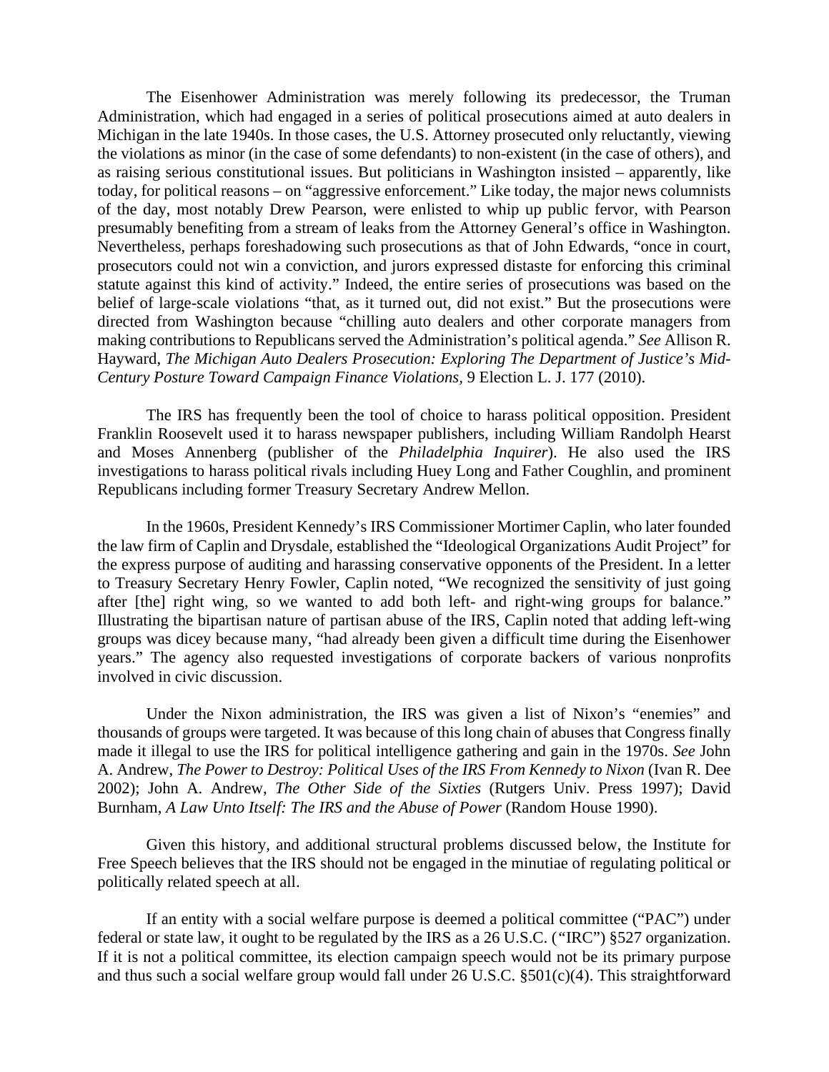The Eisenhower Administration was merely following its predecessor, the Truman Administration, which had engaged in a series of political prosecutions aimed at auto dealers in Michigan in the late 1940s. In those cases, the U.S. Attorney prosecuted only reluctantly, viewing the violations as minor (in the case of some defendants) to non-existent (in the case of others), and as raising serious constitutional issues. But politicians in Washington insisted – apparently, like today, for political reasons – on "aggressive enforcement." Like today, the major news columnists of the day, most notably Drew Pearson, were enlisted to whip up public fervor, with Pearson presumably benefiting from a stream of leaks from the Attorney General's office in Washington. Nevertheless, perhaps foreshadowing such prosecutions as that of John Edwards, "once in court, prosecutors could not win a conviction, and jurors expressed distaste for enforcing this criminal statute against this kind of activity." Indeed, the entire series of prosecutions was based on the belief of large-scale violations "that, as it turned out, did not exist." But the prosecutions were directed from Washington because "chilling auto dealers and other corporate managers from making contributions to Republicans served the Administration's political agenda." *See* Allison R. Hayward, *The Michigan Auto Dealers Prosecution: Exploring The Department of Justice's Mid-Century Posture Toward Campaign Finance Violations*, 9 Election L. J. 177 (2010).

The IRS has frequently been the tool of choice to harass political opposition. President Franklin Roosevelt used it to harass newspaper publishers, including William Randolph Hearst and Moses Annenberg (publisher of the *Philadelphia Inquirer*). He also used the IRS investigations to harass political rivals including Huey Long and Father Coughlin, and prominent Republicans including former Treasury Secretary Andrew Mellon.

In the 1960s, President Kennedy's IRS Commissioner Mortimer Caplin, who later founded the law firm of Caplin and Drysdale, established the "Ideological Organizations Audit Project" for the express purpose of auditing and harassing conservative opponents of the President. In a letter to Treasury Secretary Henry Fowler, Caplin noted, "We recognized the sensitivity of just going after [the] right wing, so we wanted to add both left- and right-wing groups for balance." Illustrating the bipartisan nature of partisan abuse of the IRS, Caplin noted that adding left-wing groups was dicey because many, "had already been given a difficult time during the Eisenhower years." The agency also requested investigations of corporate backers of various nonprofits involved in civic discussion.

Under the Nixon administration, the IRS was given a list of Nixon's "enemies" and thousands of groups were targeted. It was because of this long chain of abuses that Congress finally made it illegal to use the IRS for political intelligence gathering and gain in the 1970s. *See* John A. Andrew, *The Power to Destroy: Political Uses of the IRS From Kennedy to Nixon* (Ivan R. Dee 2002); John A. Andrew, *The Other Side of the Sixties* (Rutgers Univ. Press 1997); David Burnham, *A Law Unto Itself: The IRS and the Abuse of Power* (Random House 1990).

Given this history, and additional structural problems discussed below, the Institute for Free Speech believes that the IRS should not be engaged in the minutiae of regulating political or politically related speech at all.

If an entity with a social welfare purpose is deemed a political committee ("PAC") under federal or state law, it ought to be regulated by the IRS as a 26 U.S.C. ("IRC") §527 organization. If it is not a political committee, its election campaign speech would not be its primary purpose and thus such a social welfare group would fall under 26 U.S.C. §501(c)(4). This straightforward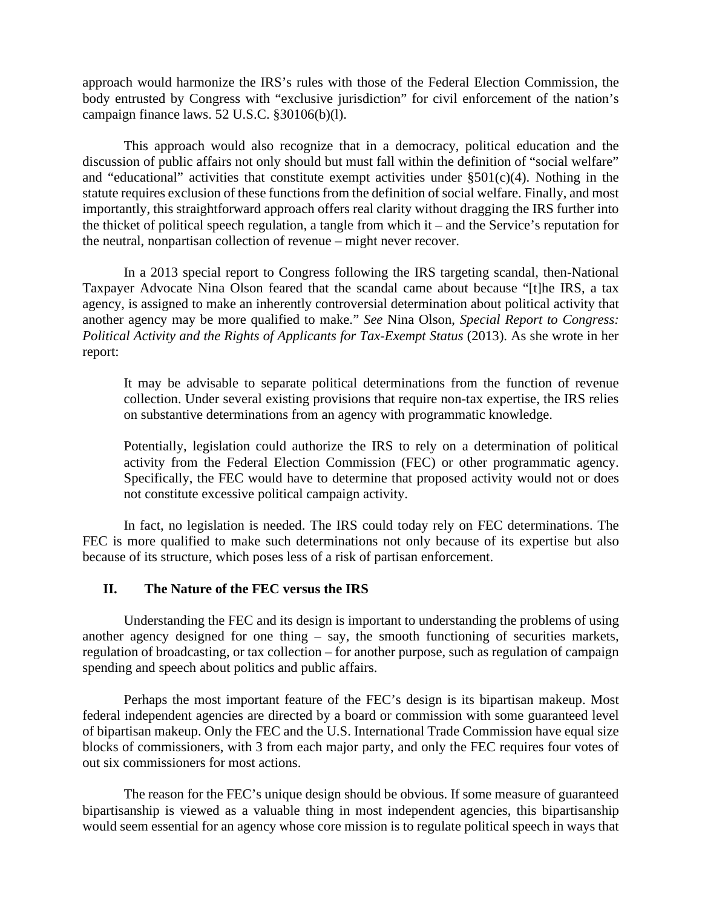approach would harmonize the IRS's rules with those of the Federal Election Commission, the body entrusted by Congress with "exclusive jurisdiction" for civil enforcement of the nation's campaign finance laws. 52 U.S.C. §30106(b)(l).

This approach would also recognize that in a democracy, political education and the discussion of public affairs not only should but must fall within the definition of "social welfare" and "educational" activities that constitute exempt activities under §501(c)(4). Nothing in the statute requires exclusion of these functions from the definition of social welfare. Finally, and most importantly, this straightforward approach offers real clarity without dragging the IRS further into the thicket of political speech regulation, a tangle from which it – and the Service's reputation for the neutral, nonpartisan collection of revenue – might never recover.

In a 2013 special report to Congress following the IRS targeting scandal, then-National Taxpayer Advocate Nina Olson feared that the scandal came about because "[t]he IRS, a tax agency, is assigned to make an inherently controversial determination about political activity that another agency may be more qualified to make." *See* Nina Olson, *Special Report to Congress: Political Activity and the Rights of Applicants for Tax-Exempt Status* (2013). As she wrote in her report:

> It may be advisable to separate political determinations from the function of revenue collection. Under several existing provisions that require non-tax expertise, the IRS relies on substantive determinations from an agency with programmatic knowledge.
>
> Potentially, legislation could authorize the IRS to rely on a determination of political activity from the Federal Election Commission (FEC) or other programmatic agency. Specifically, the FEC would have to determine that proposed activity would not or does not constitute excessive political campaign activity.

In fact, no legislation is needed. The IRS could today rely on FEC determinations. The FEC is more qualified to make such determinations not only because of its expertise but also because of its structure, which poses less of a risk of partisan enforcement.

## II. The Nature of the FEC versus the IRS

Understanding the FEC and its design is important to understanding the problems of using another agency designed for one thing – say, the smooth functioning of securities markets, regulation of broadcasting, or tax collection – for another purpose, such as regulation of campaign spending and speech about politics and public affairs.

Perhaps the most important feature of the FEC's design is its bipartisan makeup. Most federal independent agencies are directed by a board or commission with some guaranteed level of bipartisan makeup. Only the FEC and the U.S. International Trade Commission have equal size blocks of commissioners, with 3 from each major party, and only the FEC requires four votes of out six commissioners for most actions.

The reason for the FEC's unique design should be obvious. If some measure of guaranteed bipartisanship is viewed as a valuable thing in most independent agencies, this bipartisanship would seem essential for an agency whose core mission is to regulate political speech in ways that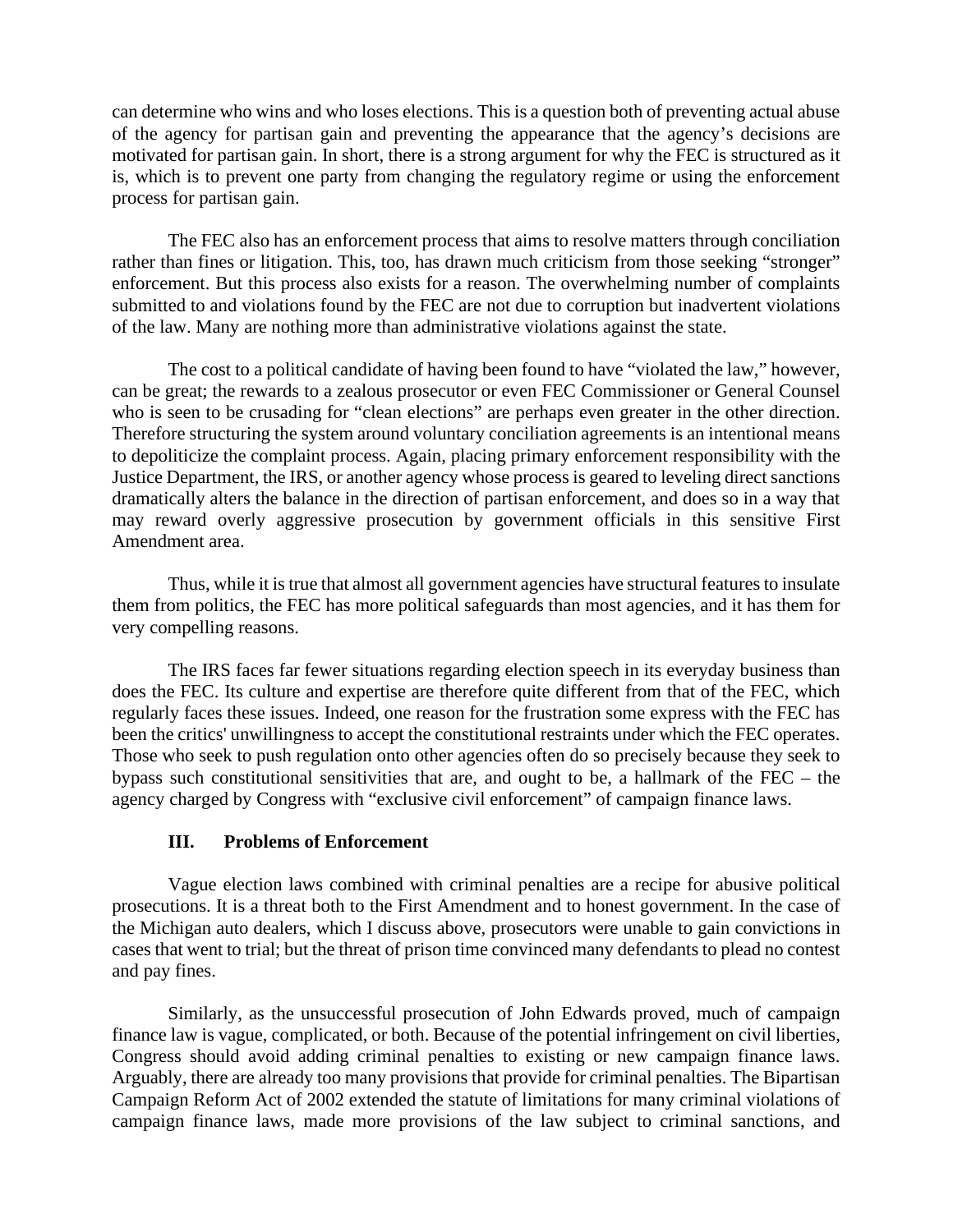can determine who wins and who loses elections. This is a question both of preventing actual abuse of the agency for partisan gain and preventing the appearance that the agency's decisions are motivated for partisan gain. In short, there is a strong argument for why the FEC is structured as it is, which is to prevent one party from changing the regulatory regime or using the enforcement process for partisan gain.

The FEC also has an enforcement process that aims to resolve matters through conciliation rather than fines or litigation. This, too, has drawn much criticism from those seeking "stronger" enforcement. But this process also exists for a reason. The overwhelming number of complaints submitted to and violations found by the FEC are not due to corruption but inadvertent violations of the law. Many are nothing more than administrative violations against the state.

The cost to a political candidate of having been found to have "violated the law," however, can be great; the rewards to a zealous prosecutor or even FEC Commissioner or General Counsel who is seen to be crusading for "clean elections" are perhaps even greater in the other direction. Therefore structuring the system around voluntary conciliation agreements is an intentional means to depoliticize the complaint process. Again, placing primary enforcement responsibility with the Justice Department, the IRS, or another agency whose process is geared to leveling direct sanctions dramatically alters the balance in the direction of partisan enforcement, and does so in a way that may reward overly aggressive prosecution by government officials in this sensitive First Amendment area.

Thus, while it is true that almost all government agencies have structural features to insulate them from politics, the FEC has more political safeguards than most agencies, and it has them for very compelling reasons.

The IRS faces far fewer situations regarding election speech in its everyday business than does the FEC. Its culture and expertise are therefore quite different from that of the FEC, which regularly faces these issues. Indeed, one reason for the frustration some express with the FEC has been the critics' unwillingness to accept the constitutional restraints under which the FEC operates. Those who seek to push regulation onto other agencies often do so precisely because they seek to bypass such constitutional sensitivities that are, and ought to be, a hallmark of the FEC – the agency charged by Congress with "exclusive civil enforcement" of campaign finance laws.

## III. Problems of Enforcement

Vague election laws combined with criminal penalties are a recipe for abusive political prosecutions. It is a threat both to the First Amendment and to honest government. In the case of the Michigan auto dealers, which I discuss above, prosecutors were unable to gain convictions in cases that went to trial; but the threat of prison time convinced many defendants to plead no contest and pay fines.

Similarly, as the unsuccessful prosecution of John Edwards proved, much of campaign finance law is vague, complicated, or both. Because of the potential infringement on civil liberties, Congress should avoid adding criminal penalties to existing or new campaign finance laws. Arguably, there are already too many provisions that provide for criminal penalties. The Bipartisan Campaign Reform Act of 2002 extended the statute of limitations for many criminal violations of campaign finance laws, made more provisions of the law subject to criminal sanctions, and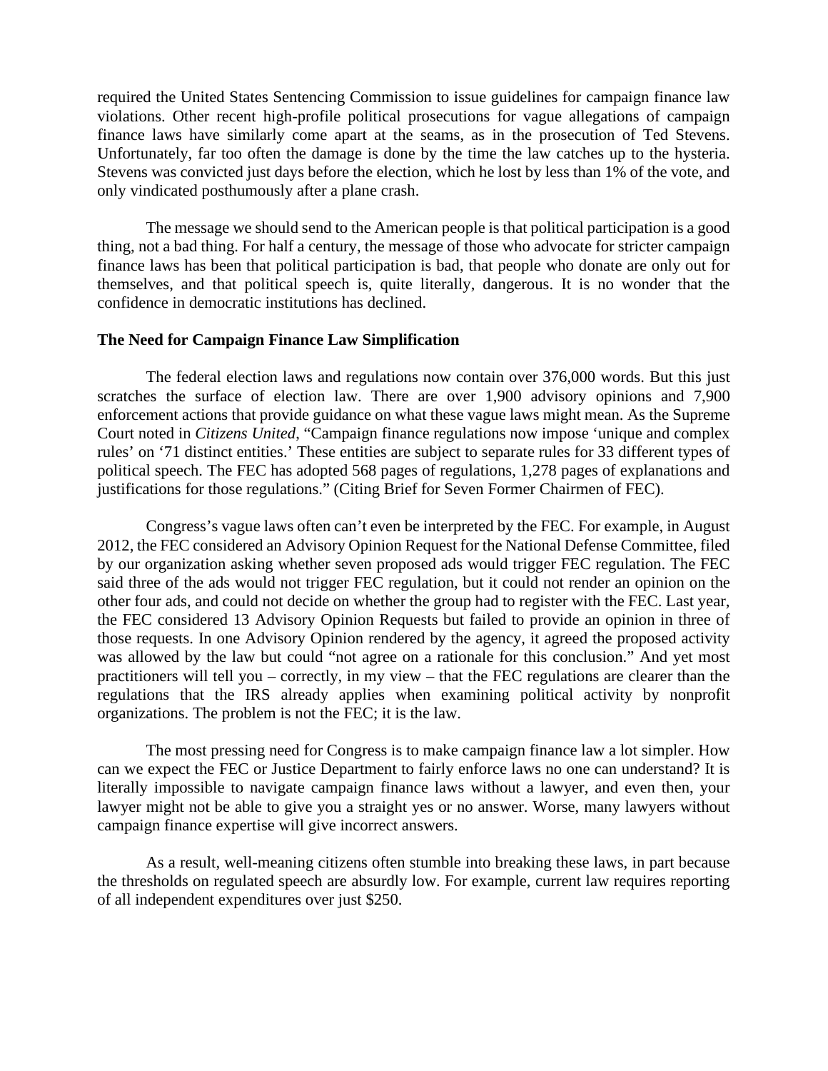required the United States Sentencing Commission to issue guidelines for campaign finance law violations. Other recent high-profile political prosecutions for vague allegations of campaign finance laws have similarly come apart at the seams, as in the prosecution of Ted Stevens. Unfortunately, far too often the damage is done by the time the law catches up to the hysteria. Stevens was convicted just days before the election, which he lost by less than 1% of the vote, and only vindicated posthumously after a plane crash.

The message we should send to the American people is that political participation is a good thing, not a bad thing. For half a century, the message of those who advocate for stricter campaign finance laws has been that political participation is bad, that people who donate are only out for themselves, and that political speech is, quite literally, dangerous. It is no wonder that the confidence in democratic institutions has declined.

**The Need for Campaign Finance Law Simplification**

The federal election laws and regulations now contain over 376,000 words. But this just scratches the surface of election law. There are over 1,900 advisory opinions and 7,900 enforcement actions that provide guidance on what these vague laws might mean. As the Supreme Court noted in *Citizens United*, "Campaign finance regulations now impose 'unique and complex rules' on '71 distinct entities.' These entities are subject to separate rules for 33 different types of political speech. The FEC has adopted 568 pages of regulations, 1,278 pages of explanations and justifications for those regulations." (Citing Brief for Seven Former Chairmen of FEC).

Congress's vague laws often can't even be interpreted by the FEC. For example, in August 2012, the FEC considered an Advisory Opinion Request for the National Defense Committee, filed by our organization asking whether seven proposed ads would trigger FEC regulation. The FEC said three of the ads would not trigger FEC regulation, but it could not render an opinion on the other four ads, and could not decide on whether the group had to register with the FEC. Last year, the FEC considered 13 Advisory Opinion Requests but failed to provide an opinion in three of those requests. In one Advisory Opinion rendered by the agency, it agreed the proposed activity was allowed by the law but could "not agree on a rationale for this conclusion." And yet most practitioners will tell you – correctly, in my view – that the FEC regulations are clearer than the regulations that the IRS already applies when examining political activity by nonprofit organizations. The problem is not the FEC; it is the law.

The most pressing need for Congress is to make campaign finance law a lot simpler. How can we expect the FEC or Justice Department to fairly enforce laws no one can understand? It is literally impossible to navigate campaign finance laws without a lawyer, and even then, your lawyer might not be able to give you a straight yes or no answer. Worse, many lawyers without campaign finance expertise will give incorrect answers.

As a result, well-meaning citizens often stumble into breaking these laws, in part because the thresholds on regulated speech are absurdly low. For example, current law requires reporting of all independent expenditures over just $250.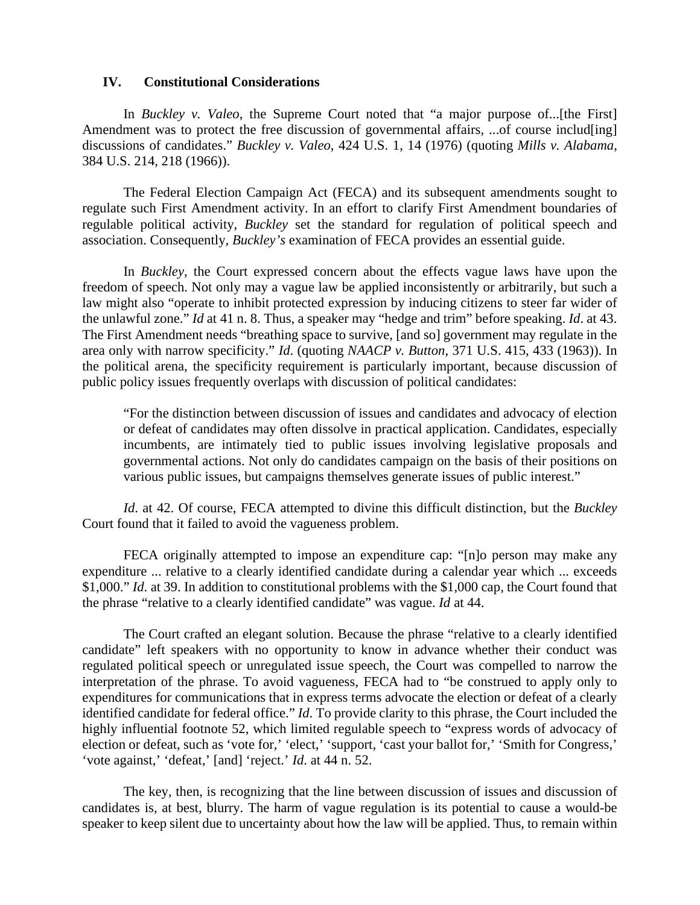## IV. Constitutional Considerations

In *Buckley v. Valeo*, the Supreme Court noted that "a major purpose of...[the First] Amendment was to protect the free discussion of governmental affairs, ...of course includ[ing] discussions of candidates." *Buckley v. Valeo*, 424 U.S. 1, 14 (1976) (quoting *Mills v. Alabama*, 384 U.S. 214, 218 (1966)).

The Federal Election Campaign Act (FECA) and its subsequent amendments sought to regulate such First Amendment activity. In an effort to clarify First Amendment boundaries of regulable political activity, *Buckley* set the standard for regulation of political speech and association. Consequently, *Buckley's* examination of FECA provides an essential guide.

In *Buckley*, the Court expressed concern about the effects vague laws have upon the freedom of speech. Not only may a vague law be applied inconsistently or arbitrarily, but such a law might also "operate to inhibit protected expression by inducing citizens to steer far wider of the unlawful zone." *Id* at 41 n. 8. Thus, a speaker may "hedge and trim" before speaking. *Id*. at 43. The First Amendment needs "breathing space to survive, [and so] government may regulate in the area only with narrow specificity." *Id*. (quoting *NAACP v. Button*, 371 U.S. 415, 433 (1963)). In the political arena, the specificity requirement is particularly important, because discussion of public policy issues frequently overlaps with discussion of political candidates:

> "For the distinction between discussion of issues and candidates and advocacy of election or defeat of candidates may often dissolve in practical application. Candidates, especially incumbents, are intimately tied to public issues involving legislative proposals and governmental actions. Not only do candidates campaign on the basis of their positions on various public issues, but campaigns themselves generate issues of public interest."

*Id*. at 42. Of course, FECA attempted to divine this difficult distinction, but the *Buckley* Court found that it failed to avoid the vagueness problem.

FECA originally attempted to impose an expenditure cap: "[n]o person may make any expenditure ... relative to a clearly identified candidate during a calendar year which ... exceeds $1,000." *Id*. at 39. In addition to constitutional problems with the $1,000 cap, the Court found that the phrase "relative to a clearly identified candidate" was vague. *Id* at 44.

The Court crafted an elegant solution. Because the phrase "relative to a clearly identified candidate" left speakers with no opportunity to know in advance whether their conduct was regulated political speech or unregulated issue speech, the Court was compelled to narrow the interpretation of the phrase. To avoid vagueness, FECA had to "be construed to apply only to expenditures for communications that in express terms advocate the election or defeat of a clearly identified candidate for federal office." *Id*. To provide clarity to this phrase, the Court included the highly influential footnote 52, which limited regulable speech to "express words of advocacy of election or defeat, such as 'vote for,' 'elect,' 'support, 'cast your ballot for,' 'Smith for Congress,' 'vote against,' 'defeat,' [and] 'reject.' *Id*. at 44 n. 52.

The key, then, is recognizing that the line between discussion of issues and discussion of candidates is, at best, blurry. The harm of vague regulation is its potential to cause a would-be speaker to keep silent due to uncertainty about how the law will be applied. Thus, to remain within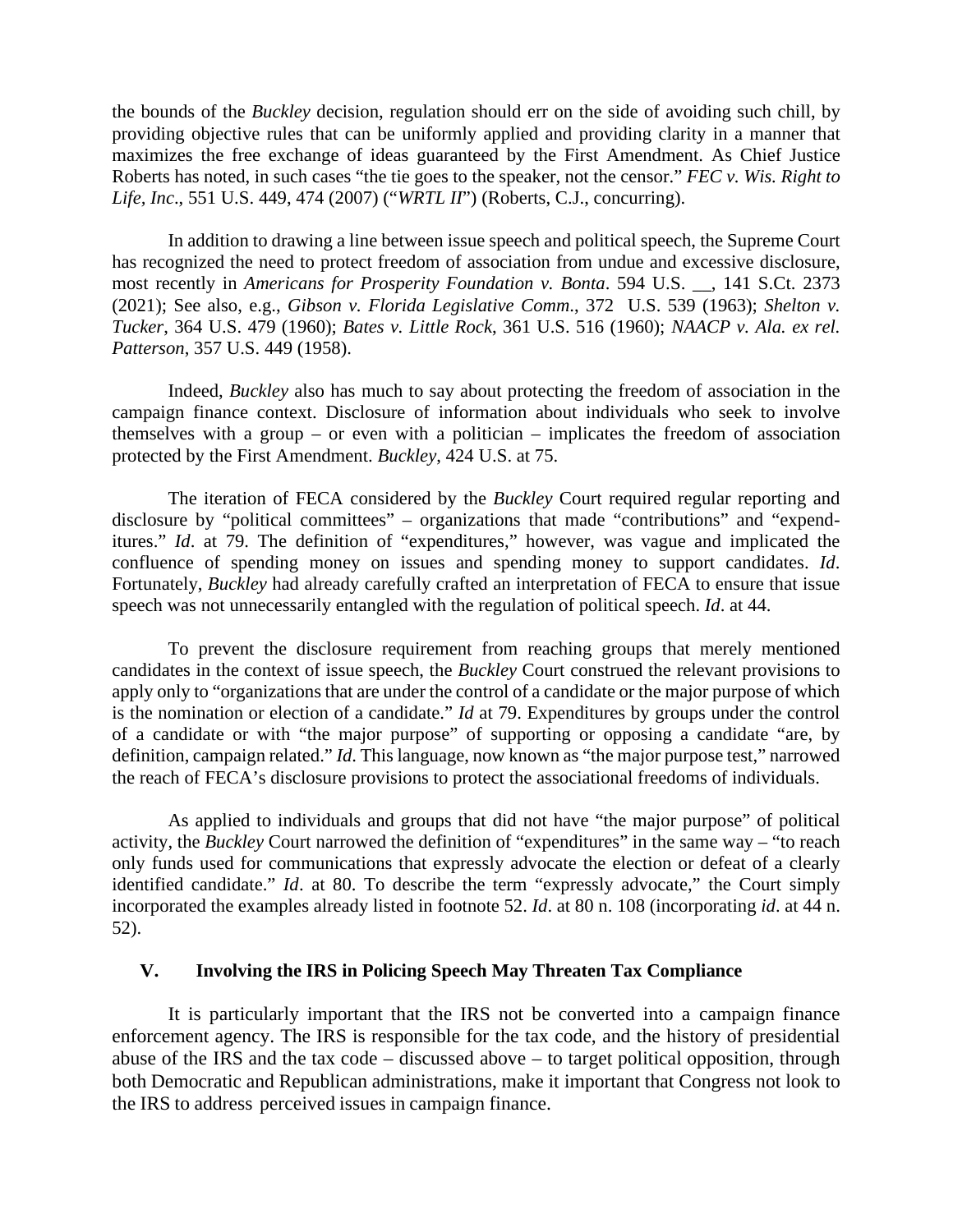the bounds of the *Buckley* decision, regulation should err on the side of avoiding such chill, by providing objective rules that can be uniformly applied and providing clarity in a manner that maximizes the free exchange of ideas guaranteed by the First Amendment. As Chief Justice Roberts has noted, in such cases "the tie goes to the speaker, not the censor." *FEC v. Wis. Right to Life, Inc*., 551 U.S. 449, 474 (2007) ("*WRTL II*") (Roberts, C.J., concurring).

In addition to drawing a line between issue speech and political speech, the Supreme Court has recognized the need to protect freedom of association from undue and excessive disclosure, most recently in *Americans for Prosperity Foundation v. Bonta*. 594 U.S. __, 141 S.Ct. 2373 (2021); See also, e.g., *Gibson v. Florida Legislative Comm*., 372 U.S. 539 (1963); *Shelton v. Tucker*, 364 U.S. 479 (1960); *Bates v. Little Rock*, 361 U.S. 516 (1960); *NAACP v. Ala. ex rel. Patterson*, 357 U.S. 449 (1958).

Indeed, *Buckley* also has much to say about protecting the freedom of association in the campaign finance context. Disclosure of information about individuals who seek to involve themselves with a group – or even with a politician – implicates the freedom of association protected by the First Amendment. *Buckley*, 424 U.S. at 75.

The iteration of FECA considered by the *Buckley* Court required regular reporting and disclosure by "political committees" – organizations that made "contributions" and "expenditures." *Id*. at 79. The definition of "expenditures," however, was vague and implicated the confluence of spending money on issues and spending money to support candidates. *Id*. Fortunately, *Buckley* had already carefully crafted an interpretation of FECA to ensure that issue speech was not unnecessarily entangled with the regulation of political speech. *Id*. at 44.

To prevent the disclosure requirement from reaching groups that merely mentioned candidates in the context of issue speech, the *Buckley* Court construed the relevant provisions to apply only to "organizations that are under the control of a candidate or the major purpose of which is the nomination or election of a candidate." *Id* at 79. Expenditures by groups under the control of a candidate or with "the major purpose" of supporting or opposing a candidate "are, by definition, campaign related." *Id*. This language, now known as "the major purpose test," narrowed the reach of FECA's disclosure provisions to protect the associational freedoms of individuals.

As applied to individuals and groups that did not have "the major purpose" of political activity, the *Buckley* Court narrowed the definition of "expenditures" in the same way – "to reach only funds used for communications that expressly advocate the election or defeat of a clearly identified candidate." *Id*. at 80. To describe the term "expressly advocate," the Court simply incorporated the examples already listed in footnote 52. *Id*. at 80 n. 108 (incorporating *id*. at 44 n. 52).

## V. Involving the IRS in Policing Speech May Threaten Tax Compliance

It is particularly important that the IRS not be converted into a campaign finance enforcement agency. The IRS is responsible for the tax code, and the history of presidential abuse of the IRS and the tax code – discussed above – to target political opposition, through both Democratic and Republican administrations, make it important that Congress not look to the IRS to address perceived issues in campaign finance.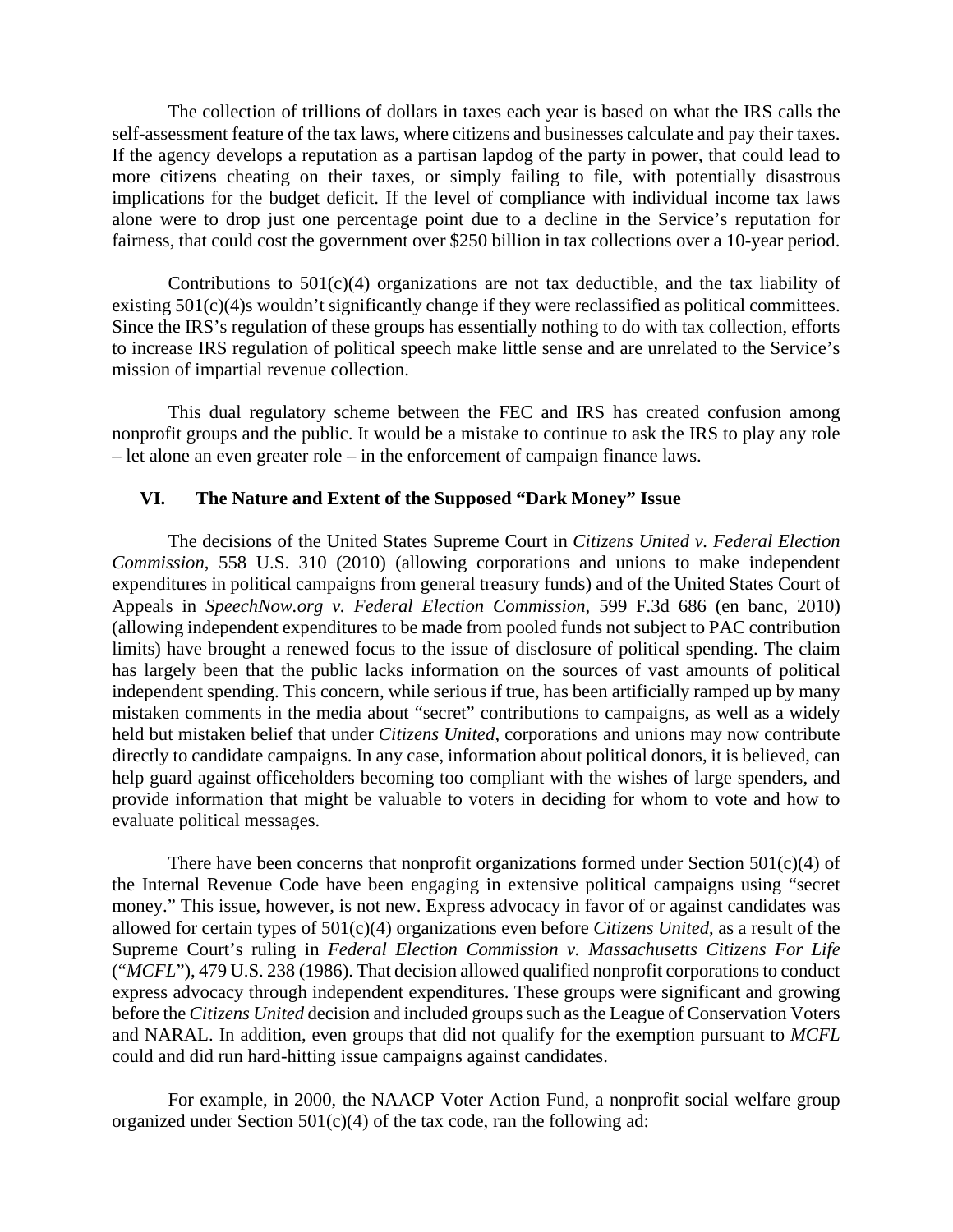The collection of trillions of dollars in taxes each year is based on what the IRS calls the self-assessment feature of the tax laws, where citizens and businesses calculate and pay their taxes. If the agency develops a reputation as a partisan lapdog of the party in power, that could lead to more citizens cheating on their taxes, or simply failing to file, with potentially disastrous implications for the budget deficit. If the level of compliance with individual income tax laws alone were to drop just one percentage point due to a decline in the Service's reputation for fairness, that could cost the government over $250 billion in tax collections over a 10-year period.

Contributions to 501(c)(4) organizations are not tax deductible, and the tax liability of existing 501(c)(4)s wouldn't significantly change if they were reclassified as political committees. Since the IRS's regulation of these groups has essentially nothing to do with tax collection, efforts to increase IRS regulation of political speech make little sense and are unrelated to the Service's mission of impartial revenue collection.

This dual regulatory scheme between the FEC and IRS has created confusion among nonprofit groups and the public. It would be a mistake to continue to ask the IRS to play any role – let alone an even greater role – in the enforcement of campaign finance laws.

## VI. The Nature and Extent of the Supposed "Dark Money" Issue

The decisions of the United States Supreme Court in *Citizens United v. Federal Election Commission*, 558 U.S. 310 (2010) (allowing corporations and unions to make independent expenditures in political campaigns from general treasury funds) and of the United States Court of Appeals in *SpeechNow.org v. Federal Election Commission*, 599 F.3d 686 (en banc, 2010) (allowing independent expenditures to be made from pooled funds not subject to PAC contribution limits) have brought a renewed focus to the issue of disclosure of political spending. The claim has largely been that the public lacks information on the sources of vast amounts of political independent spending. This concern, while serious if true, has been artificially ramped up by many mistaken comments in the media about "secret" contributions to campaigns, as well as a widely held but mistaken belief that under *Citizens United*, corporations and unions may now contribute directly to candidate campaigns. In any case, information about political donors, it is believed, can help guard against officeholders becoming too compliant with the wishes of large spenders, and provide information that might be valuable to voters in deciding for whom to vote and how to evaluate political messages.

There have been concerns that nonprofit organizations formed under Section 501(c)(4) of the Internal Revenue Code have been engaging in extensive political campaigns using "secret money." This issue, however, is not new. Express advocacy in favor of or against candidates was allowed for certain types of 501(c)(4) organizations even before *Citizens United*, as a result of the Supreme Court's ruling in *Federal Election Commission v. Massachusetts Citizens For Life* ("*MCFL*"), 479 U.S. 238 (1986). That decision allowed qualified nonprofit corporations to conduct express advocacy through independent expenditures. These groups were significant and growing before the *Citizens United* decision and included groups such as the League of Conservation Voters and NARAL. In addition, even groups that did not qualify for the exemption pursuant to *MCFL* could and did run hard-hitting issue campaigns against candidates.

For example, in 2000, the NAACP Voter Action Fund, a nonprofit social welfare group organized under Section 501(c)(4) of the tax code, ran the following ad: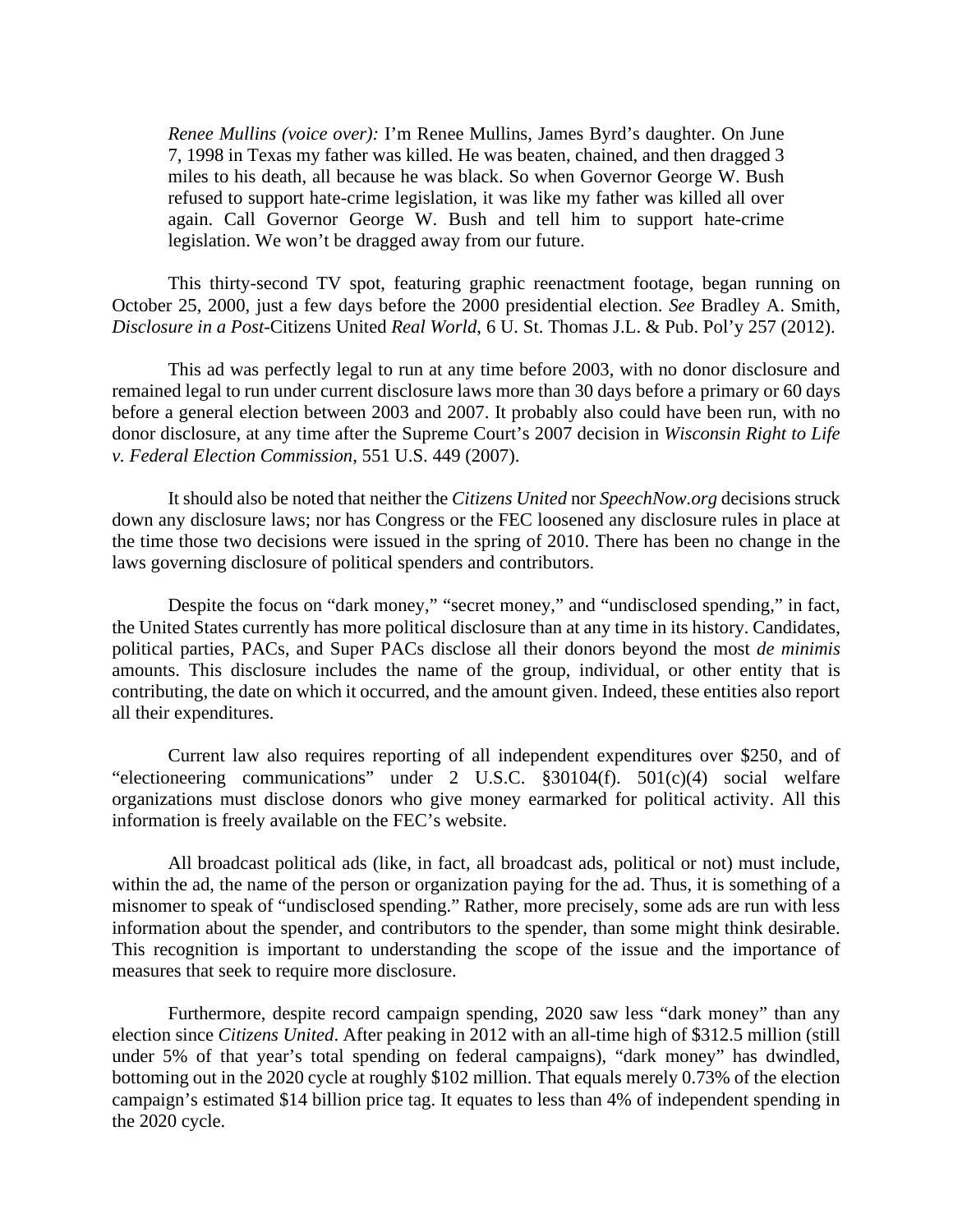> *Renee Mullins (voice over):* I'm Renee Mullins, James Byrd's daughter. On June 7, 1998 in Texas my father was killed. He was beaten, chained, and then dragged 3 miles to his death, all because he was black. So when Governor George W. Bush refused to support hate-crime legislation, it was like my father was killed all over again. Call Governor George W. Bush and tell him to support hate-crime legislation. We won't be dragged away from our future.

This thirty-second TV spot, featuring graphic reenactment footage, began running on October 25, 2000, just a few days before the 2000 presidential election. *See* Bradley A. Smith, *Disclosure in a Post-*Citizens United *Real World*, 6 U. St. Thomas J.L. & Pub. Pol'y 257 (2012).

This ad was perfectly legal to run at any time before 2003, with no donor disclosure and remained legal to run under current disclosure laws more than 30 days before a primary or 60 days before a general election between 2003 and 2007. It probably also could have been run, with no donor disclosure, at any time after the Supreme Court's 2007 decision in *Wisconsin Right to Life v. Federal Election Commission*, 551 U.S. 449 (2007).

It should also be noted that neither the *Citizens United* nor *SpeechNow.org* decisions struck down any disclosure laws; nor has Congress or the FEC loosened any disclosure rules in place at the time those two decisions were issued in the spring of 2010. There has been no change in the laws governing disclosure of political spenders and contributors.

Despite the focus on "dark money," "secret money," and "undisclosed spending," in fact, the United States currently has more political disclosure than at any time in its history. Candidates, political parties, PACs, and Super PACs disclose all their donors beyond the most *de minimis* amounts. This disclosure includes the name of the group, individual, or other entity that is contributing, the date on which it occurred, and the amount given. Indeed, these entities also report all their expenditures.

Current law also requires reporting of all independent expenditures over $250, and of "electioneering communications" under 2 U.S.C. §30104(f). 501(c)(4) social welfare organizations must disclose donors who give money earmarked for political activity. All this information is freely available on the FEC's website.

All broadcast political ads (like, in fact, all broadcast ads, political or not) must include, within the ad, the name of the person or organization paying for the ad. Thus, it is something of a misnomer to speak of "undisclosed spending." Rather, more precisely, some ads are run with less information about the spender, and contributors to the spender, than some might think desirable. This recognition is important to understanding the scope of the issue and the importance of measures that seek to require more disclosure.

Furthermore, despite record campaign spending, 2020 saw less "dark money" than any election since *Citizens United*. After peaking in 2012 with an all-time high of $312.5 million (still under 5% of that year's total spending on federal campaigns), "dark money" has dwindled, bottoming out in the 2020 cycle at roughly $102 million. That equals merely 0.73% of the election campaign's estimated $14 billion price tag. It equates to less than 4% of independent spending in the 2020 cycle.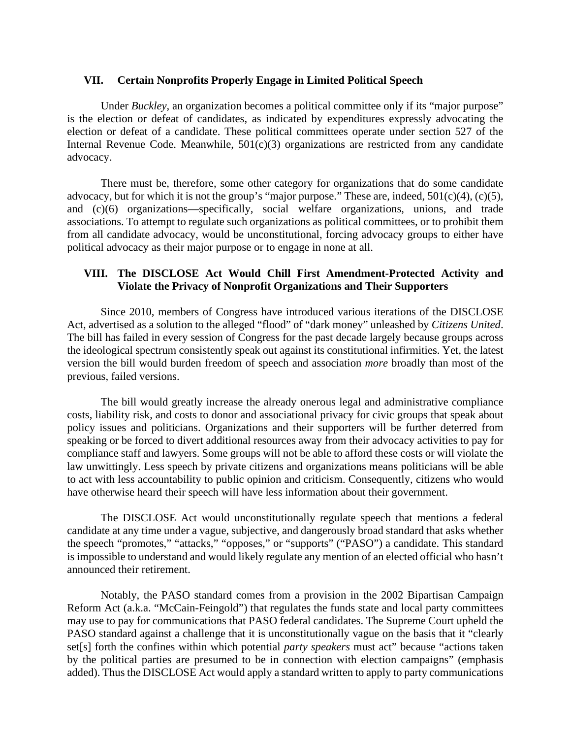## VII. Certain Nonprofits Properly Engage in Limited Political Speech

Under *Buckley*, an organization becomes a political committee only if its "major purpose" is the election or defeat of candidates, as indicated by expenditures expressly advocating the election or defeat of a candidate. These political committees operate under section 527 of the Internal Revenue Code. Meanwhile, 501(c)(3) organizations are restricted from any candidate advocacy.

There must be, therefore, some other category for organizations that do some candidate advocacy, but for which it is not the group's "major purpose." These are, indeed, 501(c)(4), (c)(5), and (c)(6) organizations—specifically, social welfare organizations, unions, and trade associations. To attempt to regulate such organizations as political committees, or to prohibit them from all candidate advocacy, would be unconstitutional, forcing advocacy groups to either have political advocacy as their major purpose or to engage in none at all.

## VIII. The DISCLOSE Act Would Chill First Amendment-Protected Activity and Violate the Privacy of Nonprofit Organizations and Their Supporters

Since 2010, members of Congress have introduced various iterations of the DISCLOSE Act, advertised as a solution to the alleged "flood" of "dark money" unleashed by *Citizens United*. The bill has failed in every session of Congress for the past decade largely because groups across the ideological spectrum consistently speak out against its constitutional infirmities. Yet, the latest version the bill would burden freedom of speech and association *more* broadly than most of the previous, failed versions.

The bill would greatly increase the already onerous legal and administrative compliance costs, liability risk, and costs to donor and associational privacy for civic groups that speak about policy issues and politicians. Organizations and their supporters will be further deterred from speaking or be forced to divert additional resources away from their advocacy activities to pay for compliance staff and lawyers. Some groups will not be able to afford these costs or will violate the law unwittingly. Less speech by private citizens and organizations means politicians will be able to act with less accountability to public opinion and criticism. Consequently, citizens who would have otherwise heard their speech will have less information about their government.

The DISCLOSE Act would unconstitutionally regulate speech that mentions a federal candidate at any time under a vague, subjective, and dangerously broad standard that asks whether the speech "promotes," "attacks," "opposes," or "supports" ("PASO") a candidate. This standard is impossible to understand and would likely regulate any mention of an elected official who hasn't announced their retirement.

Notably, the PASO standard comes from a provision in the 2002 Bipartisan Campaign Reform Act (a.k.a. "McCain-Feingold") that regulates the funds state and local party committees may use to pay for communications that PASO federal candidates. The Supreme Court upheld the PASO standard against a challenge that it is unconstitutionally vague on the basis that it "clearly set[s] forth the confines within which potential *party speakers* must act" because "actions taken by the political parties are presumed to be in connection with election campaigns" (emphasis added). Thus the DISCLOSE Act would apply a standard written to apply to party communications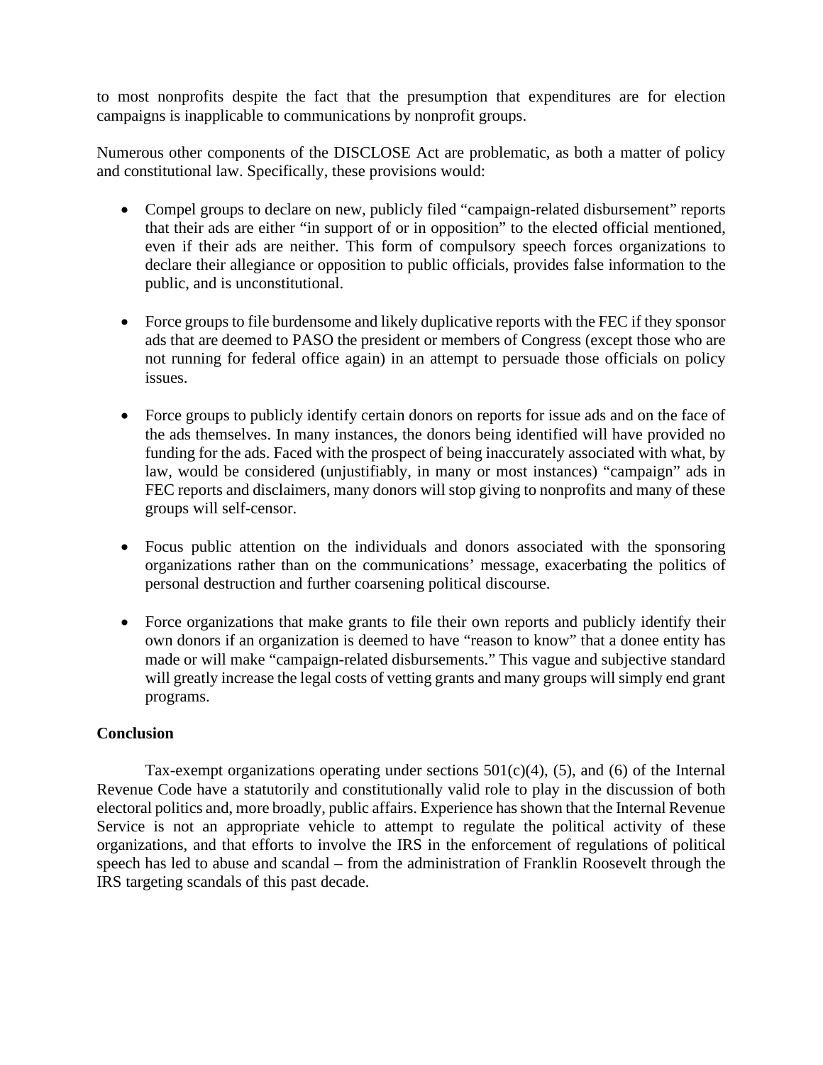to most nonprofits despite the fact that the presumption that expenditures are for election campaigns is inapplicable to communications by nonprofit groups.

Numerous other components of the DISCLOSE Act are problematic, as both a matter of policy and constitutional law. Specifically, these provisions would:

- Compel groups to declare on new, publicly filed "campaign-related disbursement" reports that their ads are either "in support of or in opposition" to the elected official mentioned, even if their ads are neither. This form of compulsory speech forces organizations to declare their allegiance or opposition to public officials, provides false information to the public, and is unconstitutional.

- Force groups to file burdensome and likely duplicative reports with the FEC if they sponsor ads that are deemed to PASO the president or members of Congress (except those who are not running for federal office again) in an attempt to persuade those officials on policy issues.

- Force groups to publicly identify certain donors on reports for issue ads and on the face of the ads themselves. In many instances, the donors being identified will have provided no funding for the ads. Faced with the prospect of being inaccurately associated with what, by law, would be considered (unjustifiably, in many or most instances) "campaign" ads in FEC reports and disclaimers, many donors will stop giving to nonprofits and many of these groups will self-censor.

- Focus public attention on the individuals and donors associated with the sponsoring organizations rather than on the communications' message, exacerbating the politics of personal destruction and further coarsening political discourse.

- Force organizations that make grants to file their own reports and publicly identify their own donors if an organization is deemed to have "reason to know" that a donee entity has made or will make "campaign-related disbursements." This vague and subjective standard will greatly increase the legal costs of vetting grants and many groups will simply end grant programs.

**Conclusion**

Tax-exempt organizations operating under sections 501(c)(4), (5), and (6) of the Internal Revenue Code have a statutorily and constitutionally valid role to play in the discussion of both electoral politics and, more broadly, public affairs. Experience has shown that the Internal Revenue Service is not an appropriate vehicle to attempt to regulate the political activity of these organizations, and that efforts to involve the IRS in the enforcement of regulations of political speech has led to abuse and scandal – from the administration of Franklin Roosevelt through the IRS targeting scandals of this past decade.